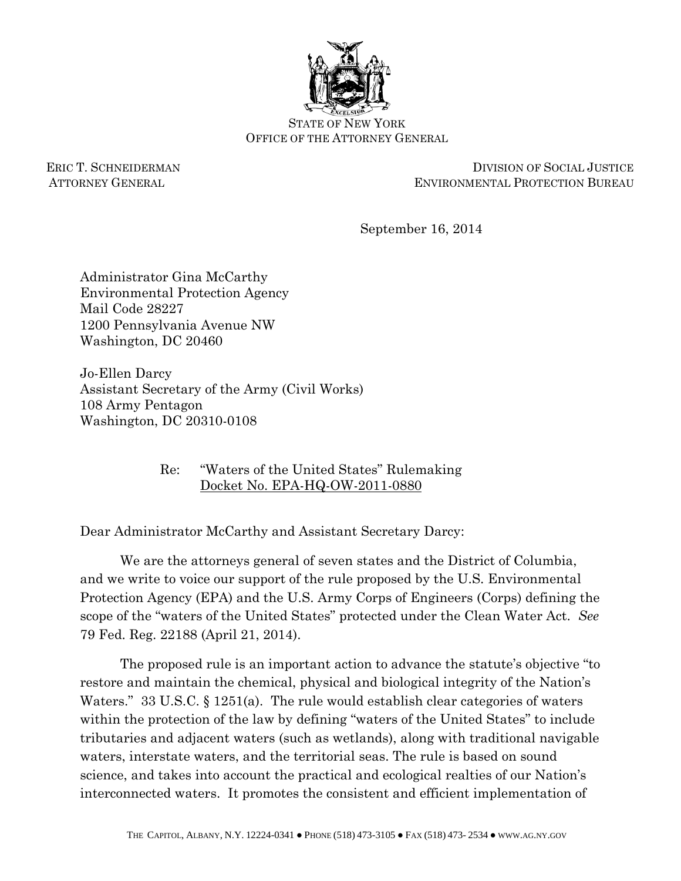STATE OF NEW YORK
OFFICE OF THE ATTORNEY GENERAL

ERIC T. SCHNEIDERMAN
ATTORNEY GENERAL

DIVISION OF SOCIAL JUSTICE
ENVIRONMENTAL PROTECTION BUREAU

September 16, 2014

Administrator Gina McCarthy
Environmental Protection Agency
Mail Code 28227
1200 Pennsylvania Avenue NW
Washington, DC 20460

Jo-Ellen Darcy
Assistant Secretary of the Army (Civil Works)
108 Army Pentagon
Washington, DC 20310-0108

Re: "Waters of the United States" Rulemaking
Docket No. EPA-HQ-OW-2011-0880

Dear Administrator McCarthy and Assistant Secretary Darcy:

We are the attorneys general of seven states and the District of Columbia, and we write to voice our support of the rule proposed by the U.S. Environmental Protection Agency (EPA) and the U.S. Army Corps of Engineers (Corps) defining the scope of the "waters of the United States" protected under the Clean Water Act. *See* 79 Fed. Reg. 22188 (April 21, 2014).

The proposed rule is an important action to advance the statute's objective "to restore and maintain the chemical, physical and biological integrity of the Nation's Waters." 33 U.S.C. § 1251(a). The rule would establish clear categories of waters within the protection of the law by defining "waters of the United States" to include tributaries and adjacent waters (such as wetlands), along with traditional navigable waters, interstate waters, and the territorial seas. The rule is based on sound science, and takes into account the practical and ecological realties of our Nation's interconnected waters. It promotes the consistent and efficient implementation of

THE CAPITOL, ALBANY, N.Y. 12224-0341 ● PHONE (518) 473-3105 ● FAX (518) 473- 2534 ● WWW.AG.NY.GOV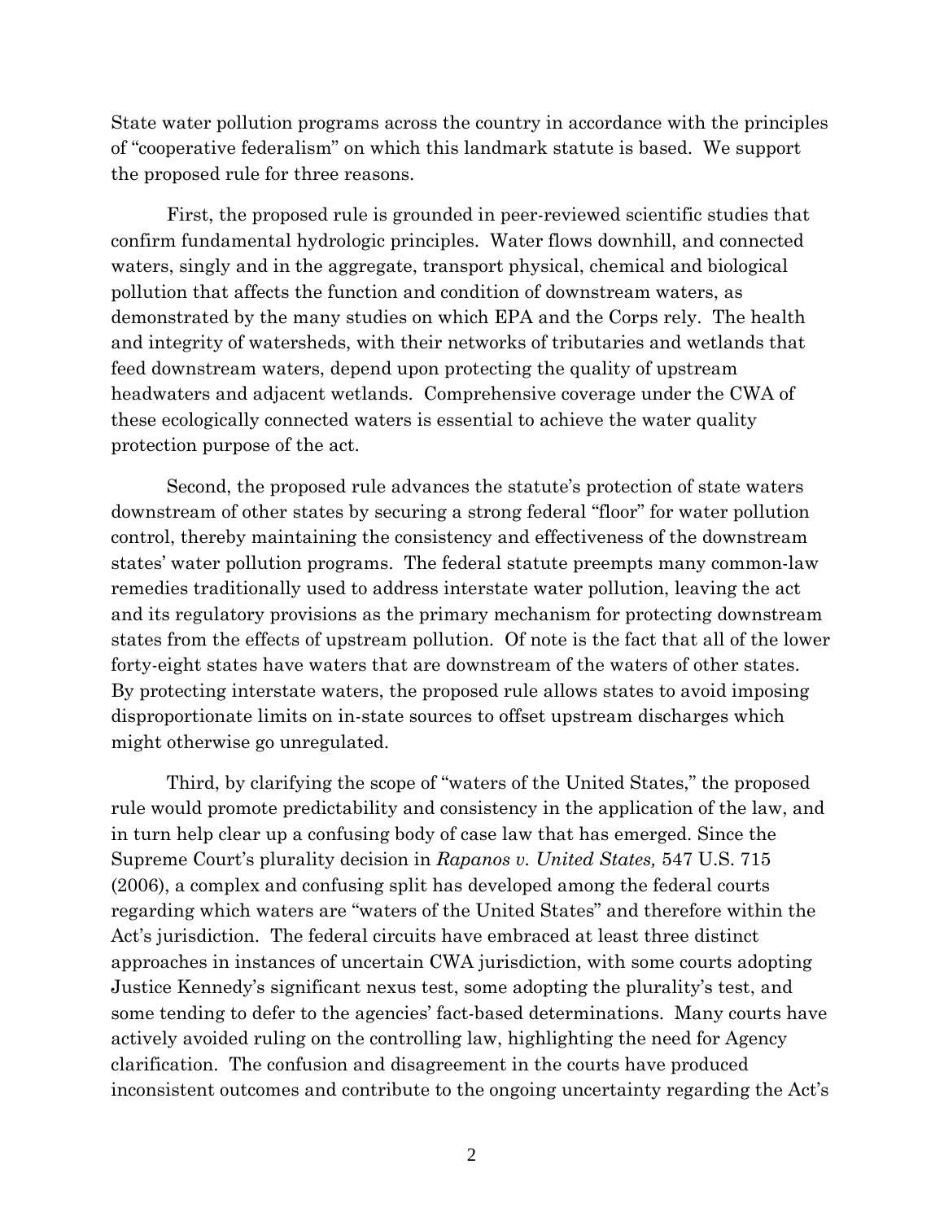State water pollution programs across the country in accordance with the principles of "cooperative federalism" on which this landmark statute is based. We support the proposed rule for three reasons.

First, the proposed rule is grounded in peer-reviewed scientific studies that confirm fundamental hydrologic principles. Water flows downhill, and connected waters, singly and in the aggregate, transport physical, chemical and biological pollution that affects the function and condition of downstream waters, as demonstrated by the many studies on which EPA and the Corps rely. The health and integrity of watersheds, with their networks of tributaries and wetlands that feed downstream waters, depend upon protecting the quality of upstream headwaters and adjacent wetlands. Comprehensive coverage under the CWA of these ecologically connected waters is essential to achieve the water quality protection purpose of the act.

Second, the proposed rule advances the statute's protection of state waters downstream of other states by securing a strong federal "floor" for water pollution control, thereby maintaining the consistency and effectiveness of the downstream states' water pollution programs. The federal statute preempts many common-law remedies traditionally used to address interstate water pollution, leaving the act and its regulatory provisions as the primary mechanism for protecting downstream states from the effects of upstream pollution. Of note is the fact that all of the lower forty-eight states have waters that are downstream of the waters of other states. By protecting interstate waters, the proposed rule allows states to avoid imposing disproportionate limits on in-state sources to offset upstream discharges which might otherwise go unregulated.

Third, by clarifying the scope of "waters of the United States," the proposed rule would promote predictability and consistency in the application of the law, and in turn help clear up a confusing body of case law that has emerged. Since the Supreme Court's plurality decision in *Rapanos v. United States,* 547 U.S. 715 (2006), a complex and confusing split has developed among the federal courts regarding which waters are "waters of the United States" and therefore within the Act's jurisdiction. The federal circuits have embraced at least three distinct approaches in instances of uncertain CWA jurisdiction, with some courts adopting Justice Kennedy's significant nexus test, some adopting the plurality's test, and some tending to defer to the agencies' fact-based determinations. Many courts have actively avoided ruling on the controlling law, highlighting the need for Agency clarification. The confusion and disagreement in the courts have produced inconsistent outcomes and contribute to the ongoing uncertainty regarding the Act's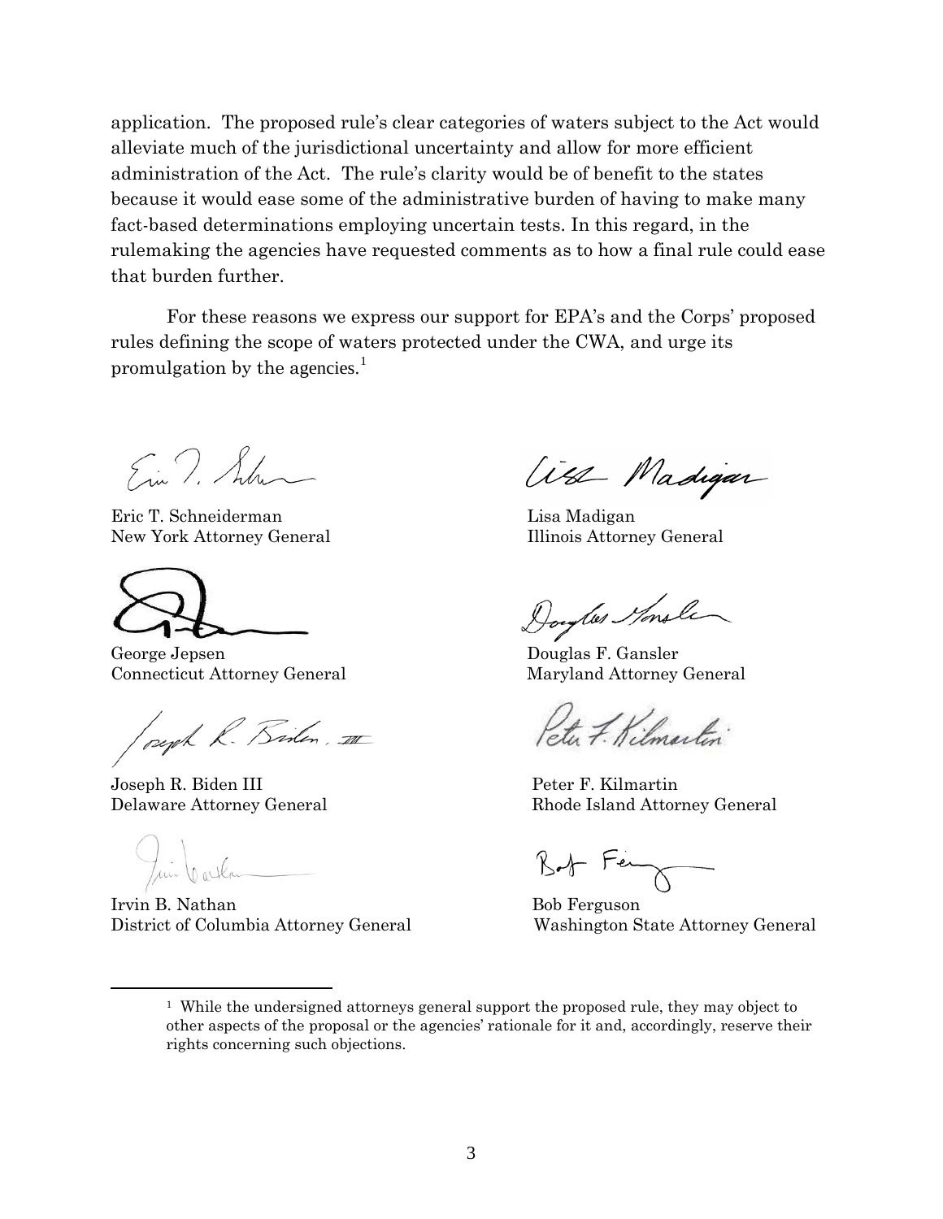application. The proposed rule's clear categories of waters subject to the Act would alleviate much of the jurisdictional uncertainty and allow for more efficient administration of the Act. The rule's clarity would be of benefit to the states because it would ease some of the administrative burden of having to make many fact-based determinations employing uncertain tests. In this regard, in the rulemaking the agencies have requested comments as to how a final rule could ease that burden further.

For these reasons we express our support for EPA's and the Corps' proposed rules defining the scope of waters protected under the CWA, and urge its promulgation by the agencies.[1]

Eric T. Schneiderman
New York Attorney General

Lisa Madigan
Illinois Attorney General

George Jepsen
Connecticut Attorney General

Douglas F. Gansler
Maryland Attorney General

Joseph R. Biden III
Delaware Attorney General

Peter F. Kilmartin
Rhode Island Attorney General

Irvin B. Nathan
District of Columbia Attorney General

Bob Ferguson
Washington State Attorney General

---

[1] While the undersigned attorneys general support the proposed rule, they may object to other aspects of the proposal or the agencies' rationale for it and, accordingly, reserve their rights concerning such objections.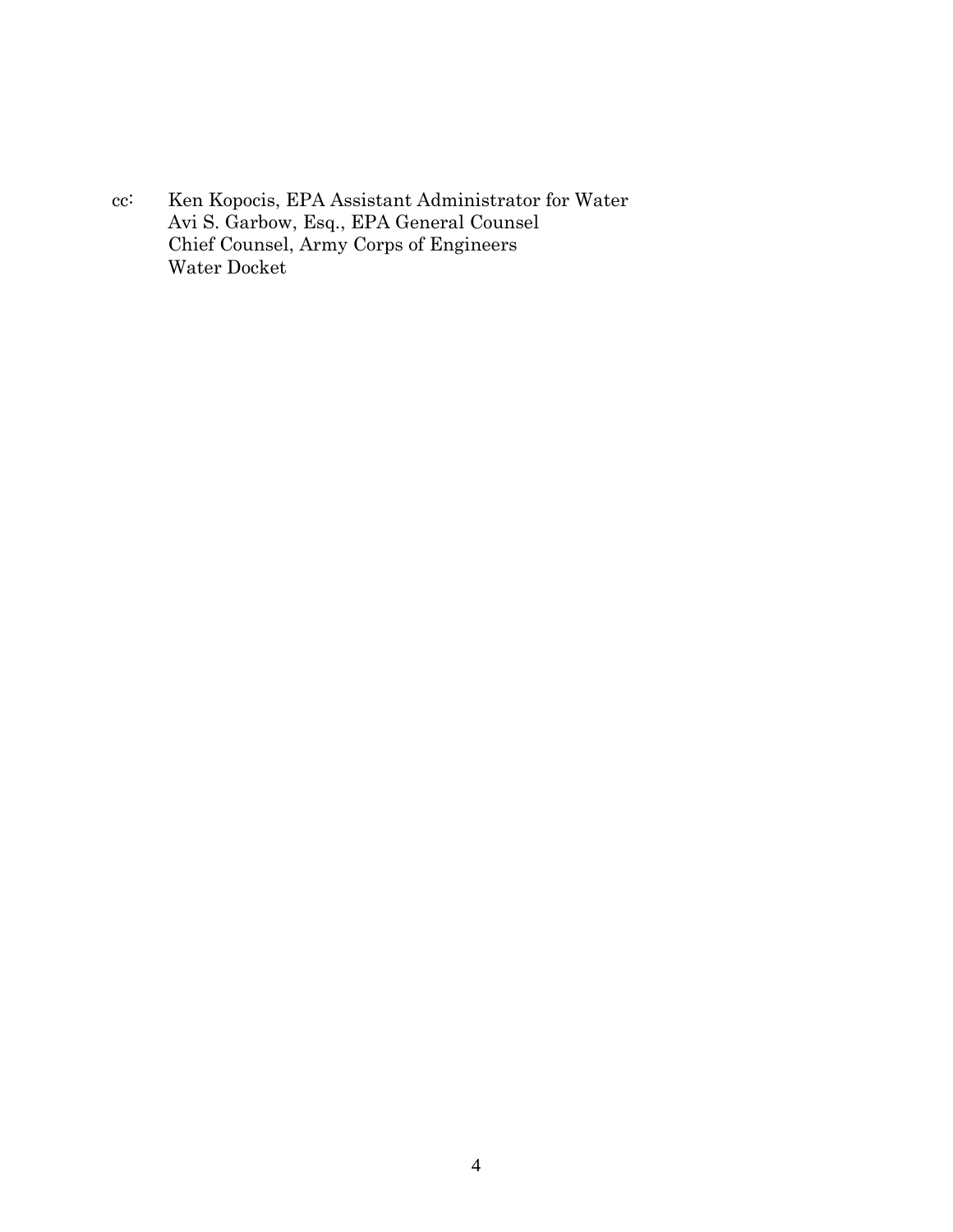cc: Ken Kopocis, EPA Assistant Administrator for Water
Avi S. Garbow, Esq., EPA General Counsel
Chief Counsel, Army Corps of Engineers
Water Docket